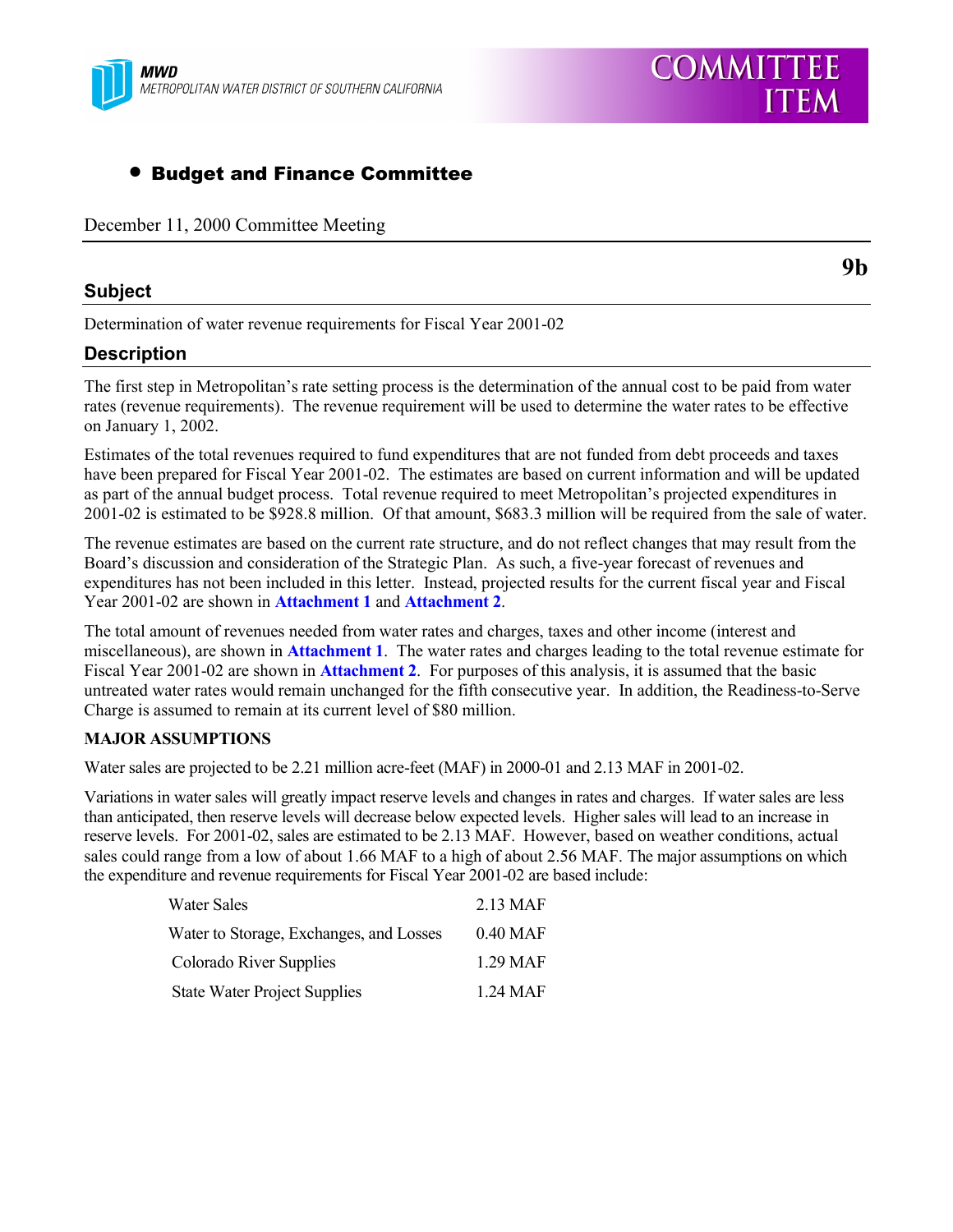MWD
METROPOLITAN WATER DISTRICT OF SOUTHERN CALIFORNIA

**COMMITTEE ITEM**

- **Budget and Finance Committee**

December 11, 2000 Committee Meeting

**9b**

## Subject

Determination of water revenue requirements for Fiscal Year 2001-02

## Description

The first step in Metropolitan's rate setting process is the determination of the annual cost to be paid from water rates (revenue requirements). The revenue requirement will be used to determine the water rates to be effective on January 1, 2002.

Estimates of the total revenues required to fund expenditures that are not funded from debt proceeds and taxes have been prepared for Fiscal Year 2001-02. The estimates are based on current information and will be updated as part of the annual budget process. Total revenue required to meet Metropolitan's projected expenditures in 2001-02 is estimated to be $928.8 million. Of that amount, $683.3 million will be required from the sale of water.

The revenue estimates are based on the current rate structure, and do not reflect changes that may result from the Board's discussion and consideration of the Strategic Plan. As such, a five-year forecast of revenues and expenditures has not been included in this letter. Instead, projected results for the current fiscal year and Fiscal Year 2001-02 are shown in **Attachment 1** and **Attachment 2**.

The total amount of revenues needed from water rates and charges, taxes and other income (interest and miscellaneous), are shown in **Attachment 1**. The water rates and charges leading to the total revenue estimate for Fiscal Year 2001-02 are shown in **Attachment 2**. For purposes of this analysis, it is assumed that the basic untreated water rates would remain unchanged for the fifth consecutive year. In addition, the Readiness-to-Serve Charge is assumed to remain at its current level of $80 million.

**MAJOR ASSUMPTIONS**

Water sales are projected to be 2.21 million acre-feet (MAF) in 2000-01 and 2.13 MAF in 2001-02.

Variations in water sales will greatly impact reserve levels and changes in rates and charges. If water sales are less than anticipated, then reserve levels will decrease below expected levels. Higher sales will lead to an increase in reserve levels. For 2001-02, sales are estimated to be 2.13 MAF. However, based on weather conditions, actual sales could range from a low of about 1.66 MAF to a high of about 2.56 MAF. The major assumptions on which the expenditure and revenue requirements for Fiscal Year 2001-02 are based include:

| | |
|---|---|
| Water Sales | 2.13 MAF |
| Water to Storage, Exchanges, and Losses | 0.40 MAF |
| Colorado River Supplies | 1.29 MAF |
| State Water Project Supplies | 1.24 MAF |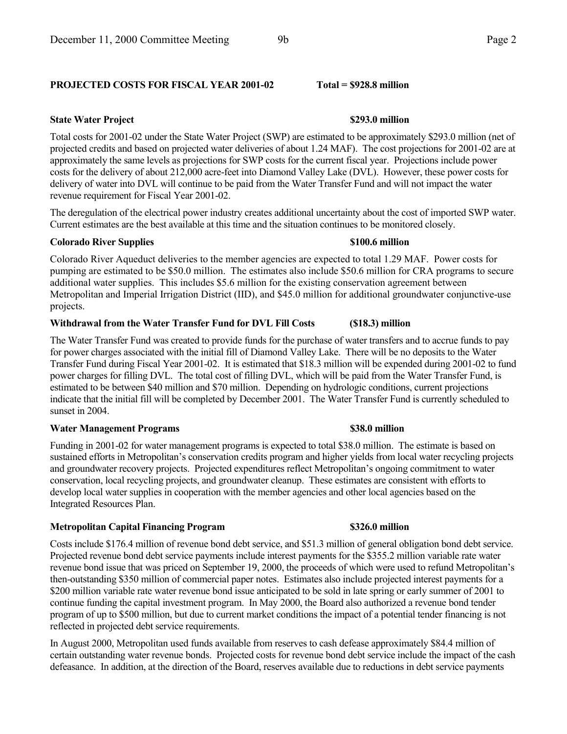**PROJECTED COSTS FOR FISCAL YEAR 2001-02 Total = $928.8 million**

**State Water Project $293.0 million**

Total costs for 2001-02 under the State Water Project (SWP) are estimated to be approximately $293.0 million (net of projected credits and based on projected water deliveries of about 1.24 MAF). The cost projections for 2001-02 are at approximately the same levels as projections for SWP costs for the current fiscal year. Projections include power costs for the delivery of about 212,000 acre-feet into Diamond Valley Lake (DVL). However, these power costs for delivery of water into DVL will continue to be paid from the Water Transfer Fund and will not impact the water revenue requirement for Fiscal Year 2001-02.

The deregulation of the electrical power industry creates additional uncertainty about the cost of imported SWP water. Current estimates are the best available at this time and the situation continues to be monitored closely.

**Colorado River Supplies $100.6 million**

Colorado River Aqueduct deliveries to the member agencies are expected to total 1.29 MAF. Power costs for pumping are estimated to be $50.0 million. The estimates also include $50.6 million for CRA programs to secure additional water supplies. This includes $5.6 million for the existing conservation agreement between Metropolitan and Imperial Irrigation District (IID), and $45.0 million for additional groundwater conjunctive-use projects.

**Withdrawal from the Water Transfer Fund for DVL Fill Costs ($18.3) million**

The Water Transfer Fund was created to provide funds for the purchase of water transfers and to accrue funds to pay for power charges associated with the initial fill of Diamond Valley Lake. There will be no deposits to the Water Transfer Fund during Fiscal Year 2001-02. It is estimated that $18.3 million will be expended during 2001-02 to fund power charges for filling DVL. The total cost of filling DVL, which will be paid from the Water Transfer Fund, is estimated to be between $40 million and $70 million. Depending on hydrologic conditions, current projections indicate that the initial fill will be completed by December 2001. The Water Transfer Fund is currently scheduled to sunset in 2004.

**Water Management Programs $38.0 million**

Funding in 2001-02 for water management programs is expected to total $38.0 million. The estimate is based on sustained efforts in Metropolitan's conservation credits program and higher yields from local water recycling projects and groundwater recovery projects. Projected expenditures reflect Metropolitan's ongoing commitment to water conservation, local recycling projects, and groundwater cleanup. These estimates are consistent with efforts to develop local water supplies in cooperation with the member agencies and other local agencies based on the Integrated Resources Plan.

**Metropolitan Capital Financing Program $326.0 million**

Costs include $176.4 million of revenue bond debt service, and $51.3 million of general obligation bond debt service. Projected revenue bond debt service payments include interest payments for the $355.2 million variable rate water revenue bond issue that was priced on September 19, 2000, the proceeds of which were used to refund Metropolitan's then-outstanding $350 million of commercial paper notes. Estimates also include projected interest payments for a $200 million variable rate water revenue bond issue anticipated to be sold in late spring or early summer of 2001 to continue funding the capital investment program. In May 2000, the Board also authorized a revenue bond tender program of up to $500 million, but due to current market conditions the impact of a potential tender financing is not reflected in projected debt service requirements.

In August 2000, Metropolitan used funds available from reserves to cash defease approximately $84.4 million of certain outstanding water revenue bonds. Projected costs for revenue bond debt service include the impact of the cash defeasance. In addition, at the direction of the Board, reserves available due to reductions in debt service payments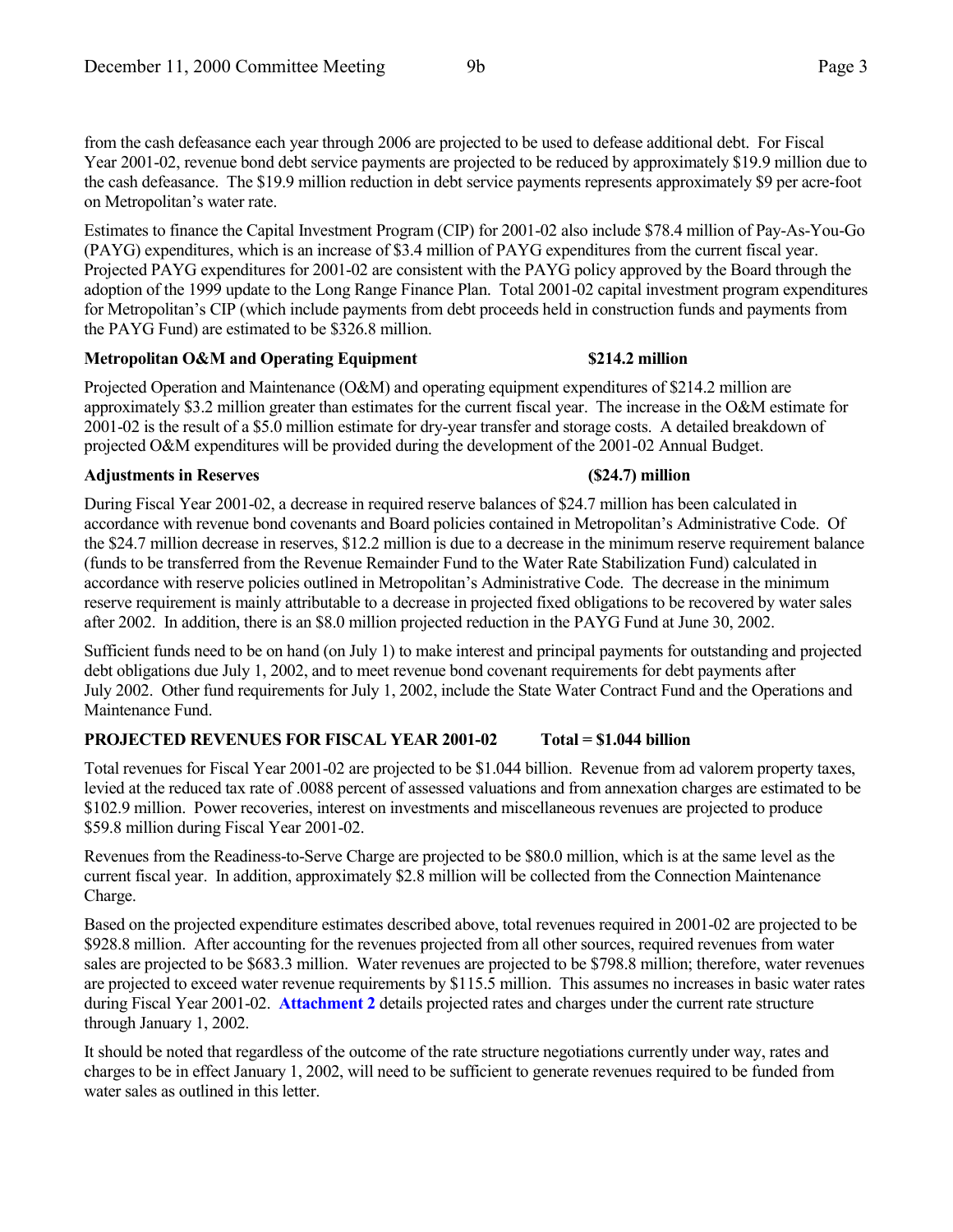from the cash defeasance each year through 2006 are projected to be used to defease additional debt. For Fiscal Year 2001-02, revenue bond debt service payments are projected to be reduced by approximately $19.9 million due to the cash defeasance. The $19.9 million reduction in debt service payments represents approximately $9 per acre-foot on Metropolitan's water rate.

Estimates to finance the Capital Investment Program (CIP) for 2001-02 also include $78.4 million of Pay-As-You-Go (PAYG) expenditures, which is an increase of $3.4 million of PAYG expenditures from the current fiscal year. Projected PAYG expenditures for 2001-02 are consistent with the PAYG policy approved by the Board through the adoption of the 1999 update to the Long Range Finance Plan. Total 2001-02 capital investment program expenditures for Metropolitan's CIP (which include payments from debt proceeds held in construction funds and payments from the PAYG Fund) are estimated to be $326.8 million.

**Metropolitan O&M and Operating Equipment $214.2 million**

Projected Operation and Maintenance (O&M) and operating equipment expenditures of $214.2 million are approximately $3.2 million greater than estimates for the current fiscal year. The increase in the O&M estimate for 2001-02 is the result of a $5.0 million estimate for dry-year transfer and storage costs. A detailed breakdown of projected O&M expenditures will be provided during the development of the 2001-02 Annual Budget.

**Adjustments in Reserves ($24.7) million**

During Fiscal Year 2001-02, a decrease in required reserve balances of $24.7 million has been calculated in accordance with revenue bond covenants and Board policies contained in Metropolitan's Administrative Code. Of the $24.7 million decrease in reserves, $12.2 million is due to a decrease in the minimum reserve requirement balance (funds to be transferred from the Revenue Remainder Fund to the Water Rate Stabilization Fund) calculated in accordance with reserve policies outlined in Metropolitan's Administrative Code. The decrease in the minimum reserve requirement is mainly attributable to a decrease in projected fixed obligations to be recovered by water sales after 2002. In addition, there is an $8.0 million projected reduction in the PAYG Fund at June 30, 2002.

Sufficient funds need to be on hand (on July 1) to make interest and principal payments for outstanding and projected debt obligations due July 1, 2002, and to meet revenue bond covenant requirements for debt payments after July 2002. Other fund requirements for July 1, 2002, include the State Water Contract Fund and the Operations and Maintenance Fund.

**PROJECTED REVENUES FOR FISCAL YEAR 2001-02 Total = $1.044 billion**

Total revenues for Fiscal Year 2001-02 are projected to be $1.044 billion. Revenue from ad valorem property taxes, levied at the reduced tax rate of .0088 percent of assessed valuations and from annexation charges are estimated to be $102.9 million. Power recoveries, interest on investments and miscellaneous revenues are projected to produce $59.8 million during Fiscal Year 2001-02.

Revenues from the Readiness-to-Serve Charge are projected to be $80.0 million, which is at the same level as the current fiscal year. In addition, approximately $2.8 million will be collected from the Connection Maintenance Charge.

Based on the projected expenditure estimates described above, total revenues required in 2001-02 are projected to be $928.8 million. After accounting for the revenues projected from all other sources, required revenues from water sales are projected to be $683.3 million. Water revenues are projected to be $798.8 million; therefore, water revenues are projected to exceed water revenue requirements by $115.5 million. This assumes no increases in basic water rates during Fiscal Year 2001-02. **Attachment 2** details projected rates and charges under the current rate structure through January 1, 2002.

It should be noted that regardless of the outcome of the rate structure negotiations currently under way, rates and charges to be in effect January 1, 2002, will need to be sufficient to generate revenues required to be funded from water sales as outlined in this letter.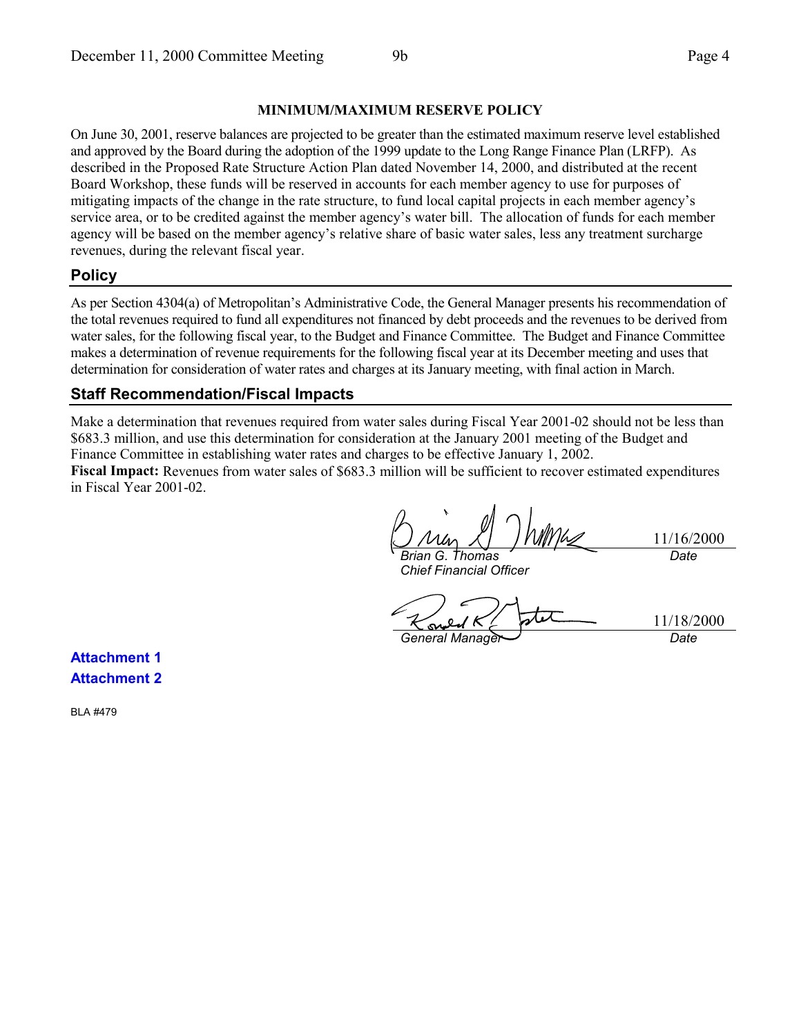**MINIMUM/MAXIMUM RESERVE POLICY**

On June 30, 2001, reserve balances are projected to be greater than the estimated maximum reserve level established and approved by the Board during the adoption of the 1999 update to the Long Range Finance Plan (LRFP). As described in the Proposed Rate Structure Action Plan dated November 14, 2000, and distributed at the recent Board Workshop, these funds will be reserved in accounts for each member agency to use for purposes of mitigating impacts of the change in the rate structure, to fund local capital projects in each member agency's service area, or to be credited against the member agency's water bill. The allocation of funds for each member agency will be based on the member agency's relative share of basic water sales, less any treatment surcharge revenues, during the relevant fiscal year.

## Policy

As per Section 4304(a) of Metropolitan's Administrative Code, the General Manager presents his recommendation of the total revenues required to fund all expenditures not financed by debt proceeds and the revenues to be derived from water sales, for the following fiscal year, to the Budget and Finance Committee. The Budget and Finance Committee makes a determination of revenue requirements for the following fiscal year at its December meeting and uses that determination for consideration of water rates and charges at its January meeting, with final action in March.

## Staff Recommendation/Fiscal Impacts

Make a determination that revenues required from water sales during Fiscal Year 2001-02 should not be less than $683.3 million, and use this determination for consideration at the January 2001 meeting of the Budget and Finance Committee in establishing water rates and charges to be effective January 1, 2002.

**Fiscal Impact:** Revenues from water sales of $683.3 million will be sufficient to recover estimated expenditures in Fiscal Year 2001-02.

| | |
|---|---|
| *Brian G. Thomas* | 11/16/2000 |
| *Chief Financial Officer* | *Date* |

| | |
|---|---|
| *General Manager* | 11/18/2000 |
| | *Date* |

**Attachment 1**

**Attachment 2**

BLA #479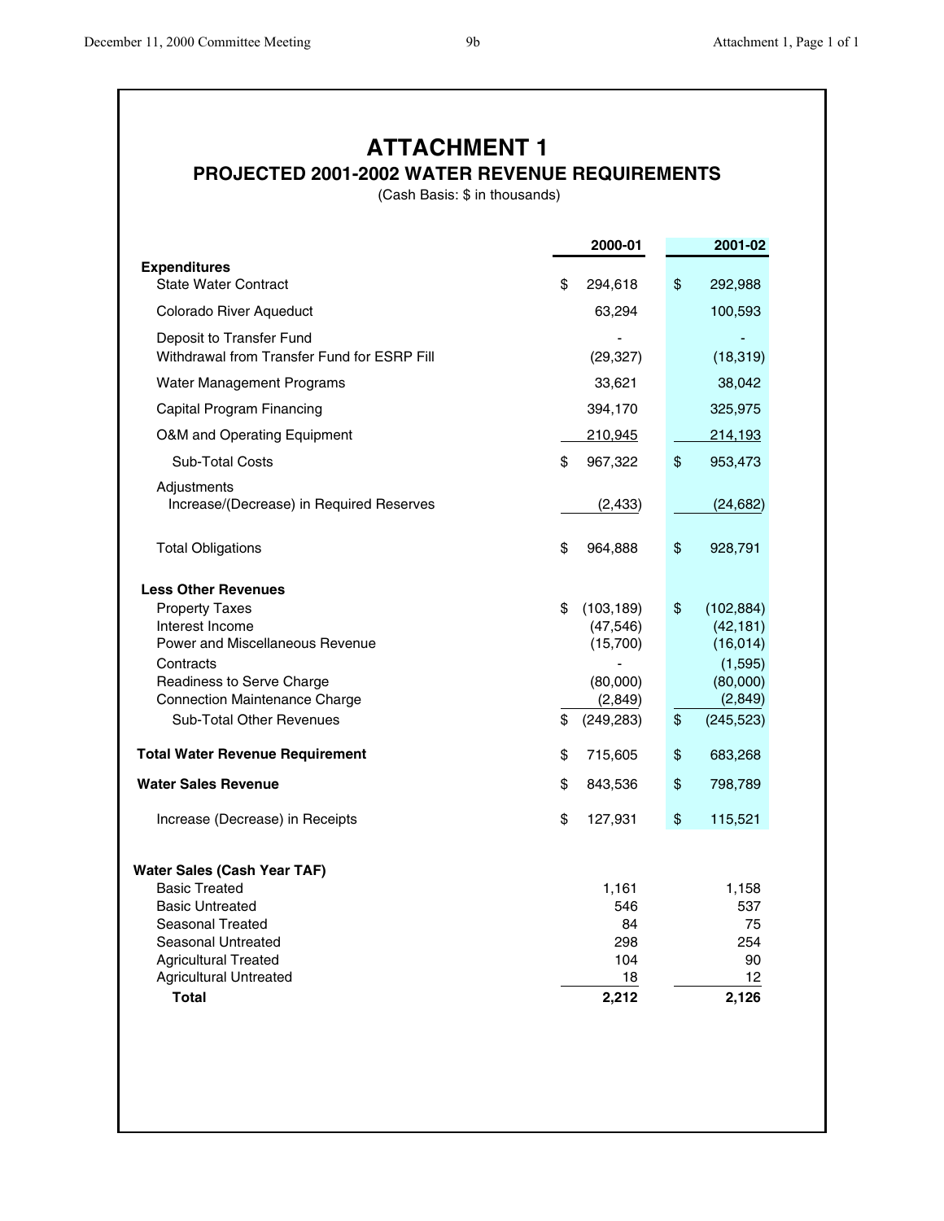# ATTACHMENT 1

## PROJECTED 2001-2002 WATER REVENUE REQUIREMENTS

(Cash Basis: $ in thousands)

| | 2000-01 | 2001-02 |
|---|---|---|
| **Expenditures** | | |
| State Water Contract | $ 294,618 | $ 292,988 |
| Colorado River Aqueduct | 63,294 | 100,593 |
| Deposit to Transfer Fund | - | - |
| Withdrawal from Transfer Fund for ESRP Fill | (29,327) | (18,319) |
| Water Management Programs | 33,621 | 38,042 |
| Capital Program Financing | 394,170 | 325,975 |
| O&M and Operating Equipment | 210,945 | 214,193 |
| Sub-Total Costs | $ 967,322 | $ 953,473 |
| Adjustments | | |
| Increase/(Decrease) in Required Reserves | (2,433) | (24,682) |
| Total Obligations | $ 964,888 | $ 928,791 |
| **Less Other Revenues** | | |
| Property Taxes | $ (103,189) | $ (102,884) |
| Interest Income | (47,546) | (42,181) |
| Power and Miscellaneous Revenue | (15,700) | (16,014) |
| Contracts | - | (1,595) |
| Readiness to Serve Charge | (80,000) | (80,000) |
| Connection Maintenance Charge | (2,849) | (2,849) |
| Sub-Total Other Revenues | $ (249,283) | $ (245,523) |
| **Total Water Revenue Requirement** | $ 715,605 | $ 683,268 |
| **Water Sales Revenue** | $ 843,536 | $ 798,789 |
| Increase (Decrease) in Receipts | $ 127,931 | $ 115,521 |
| | | |
| **Water Sales (Cash Year TAF)** | | |
| Basic Treated | 1,161 | 1,158 |
| Basic Untreated | 546 | 537 |
| Seasonal Treated | 84 | 75 |
| Seasonal Untreated | 298 | 254 |
| Agricultural Treated | 104 | 90 |
| Agricultural Untreated | 18 | 12 |
| **Total** | **2,212** | **2,126** |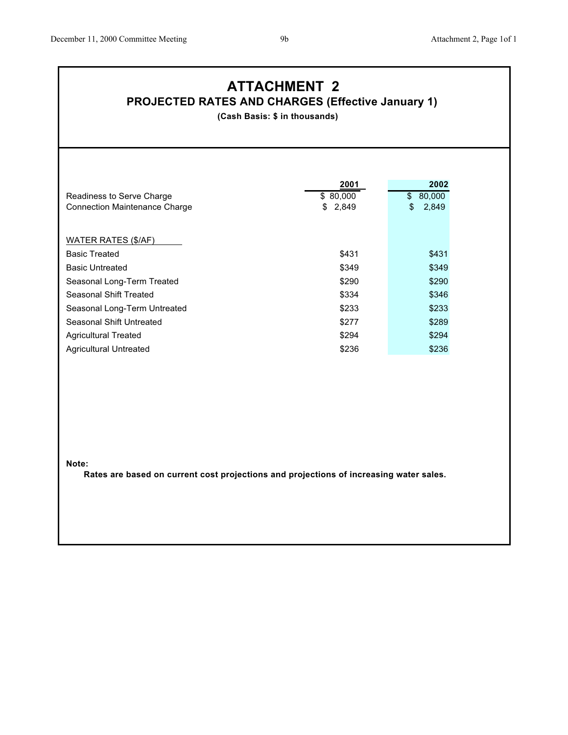# ATTACHMENT 2

## PROJECTED RATES AND CHARGES (Effective January 1)

**(Cash Basis: $ in thousands)**

| | 2001 | 2002 |
|---|---|---|
| Readiness to Serve Charge | $ 80,000 | $ 80,000 |
| Connection Maintenance Charge | $ 2,849 | $ 2,849 |
| | | |
| WATER RATES ($/AF) | | |
| Basic Treated | $431 | $431 |
| Basic Untreated | $349 | $349 |
| Seasonal Long-Term Treated | $290 | $290 |
| Seasonal Shift Treated | $334 | $346 |
| Seasonal Long-Term Untreated | $233 | $233 |
| Seasonal Shift Untreated | $277 | $289 |
| Agricultural Treated | $294 | $294 |
| Agricultural Untreated | $236 | $236 |

**Note:**

**Rates are based on current cost projections and projections of increasing water sales.**